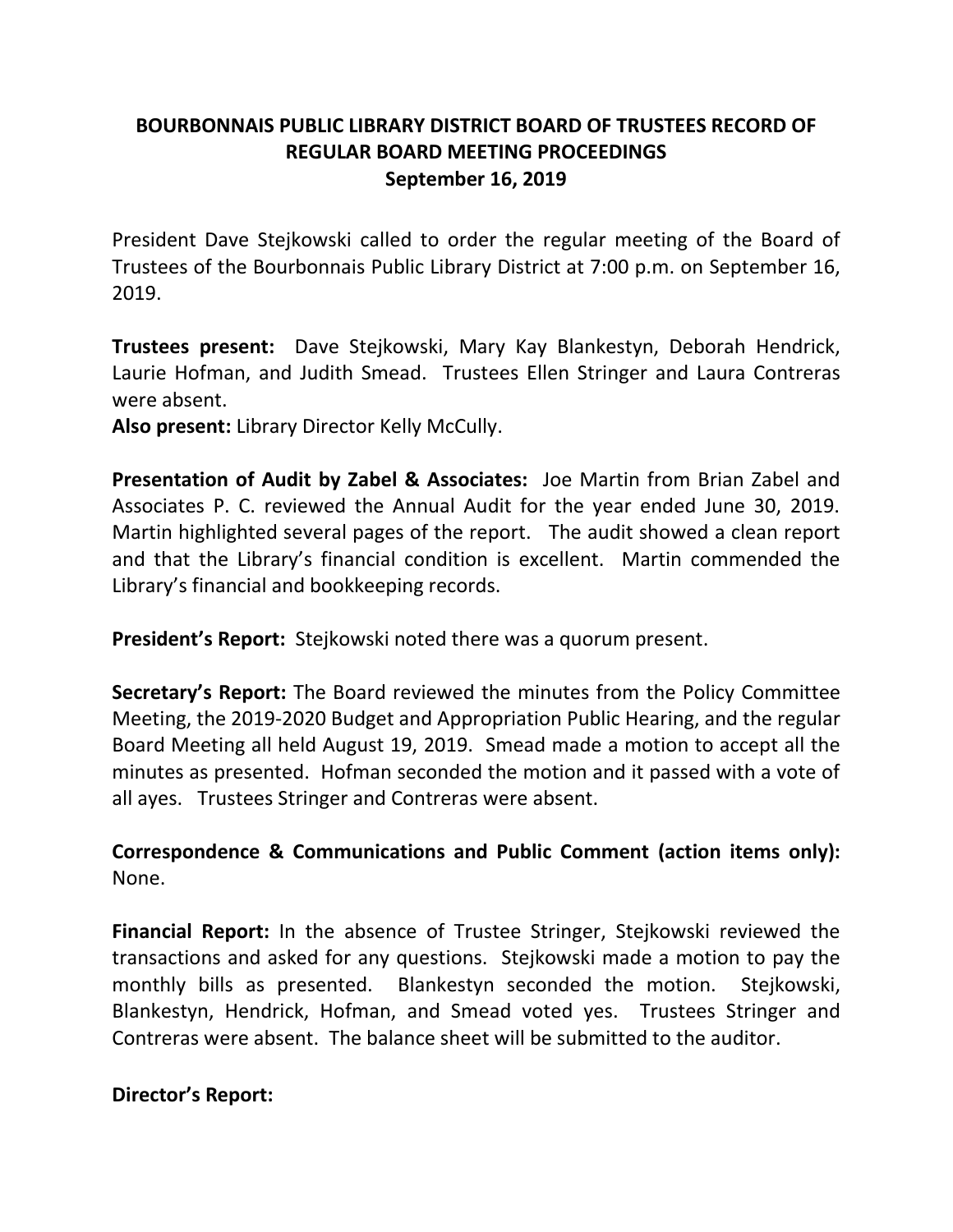# BOURBONNAIS PUBLIC LIBRARY DISTRICT BOARD OF TRUSTEES RECORD OF REGULAR BOARD MEETING PROCEEDINGS

## September 16, 2019

President Dave Stejkowski called to order the regular meeting of the Board of Trustees of the Bourbonnais Public Library District at 7:00 p.m. on September 16, 2019.

**Trustees present:** Dave Stejkowski, Mary Kay Blankestyn, Deborah Hendrick, Laurie Hofman, and Judith Smead. Trustees Ellen Stringer and Laura Contreras were absent.
**Also present:** Library Director Kelly McCully.

**Presentation of Audit by Zabel & Associates:** Joe Martin from Brian Zabel and Associates P. C. reviewed the Annual Audit for the year ended June 30, 2019. Martin highlighted several pages of the report. The audit showed a clean report and that the Library's financial condition is excellent. Martin commended the Library's financial and bookkeeping records.

**President's Report:** Stejkowski noted there was a quorum present.

**Secretary's Report:** The Board reviewed the minutes from the Policy Committee Meeting, the 2019-2020 Budget and Appropriation Public Hearing, and the regular Board Meeting all held August 19, 2019. Smead made a motion to accept all the minutes as presented. Hofman seconded the motion and it passed with a vote of all ayes. Trustees Stringer and Contreras were absent.

**Correspondence & Communications and Public Comment (action items only):** None.

**Financial Report:** In the absence of Trustee Stringer, Stejkowski reviewed the transactions and asked for any questions. Stejkowski made a motion to pay the monthly bills as presented. Blankestyn seconded the motion. Stejkowski, Blankestyn, Hendrick, Hofman, and Smead voted yes. Trustees Stringer and Contreras were absent. The balance sheet will be submitted to the auditor.

**Director's Report:**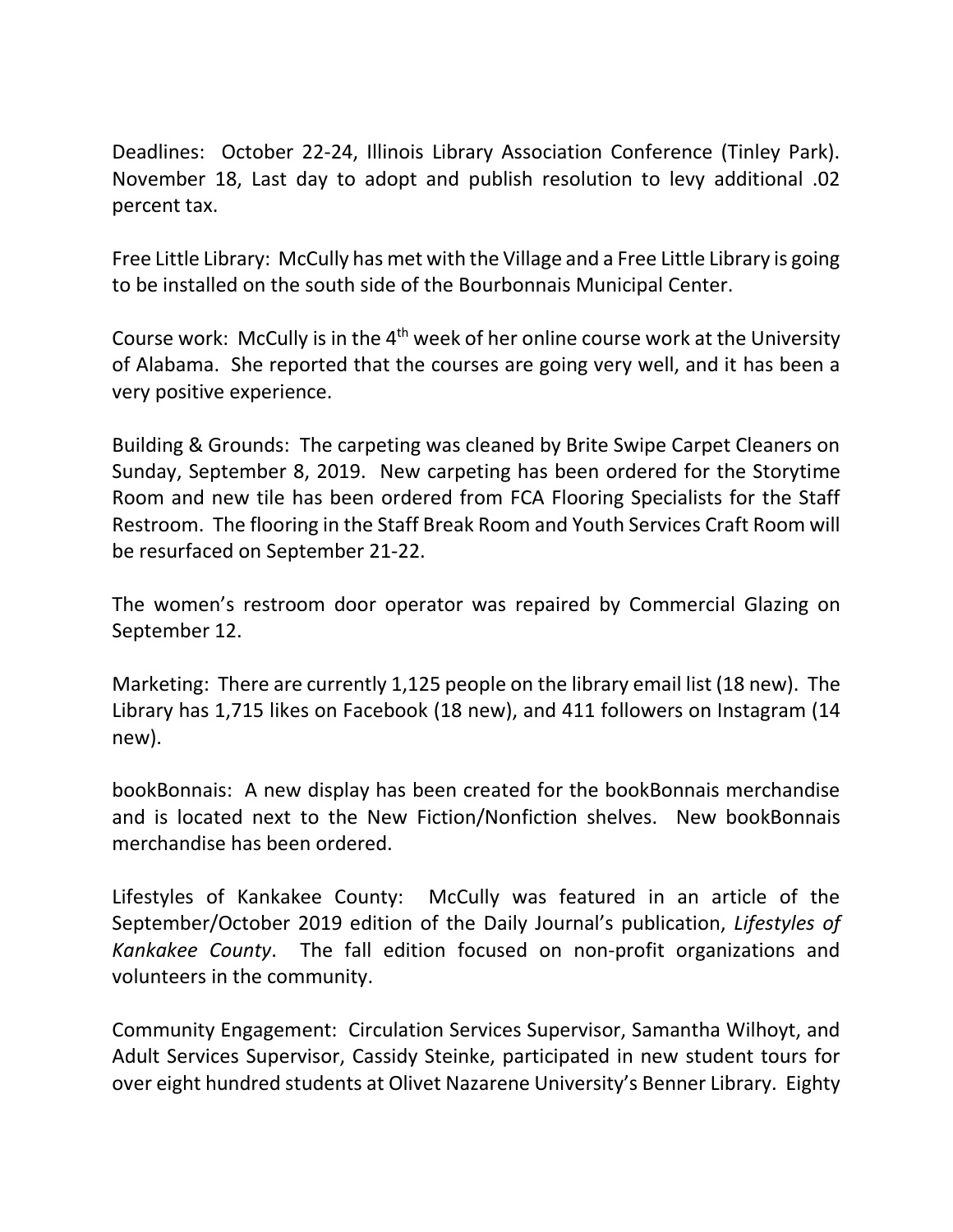Deadlines: October 22-24, Illinois Library Association Conference (Tinley Park). November 18, Last day to adopt and publish resolution to levy additional .02 percent tax.

Free Little Library: McCully has met with the Village and a Free Little Library is going to be installed on the south side of the Bourbonnais Municipal Center.

Course work: McCully is in the 4th week of her online course work at the University of Alabama. She reported that the courses are going very well, and it has been a very positive experience.

Building & Grounds: The carpeting was cleaned by Brite Swipe Carpet Cleaners on Sunday, September 8, 2019. New carpeting has been ordered for the Storytime Room and new tile has been ordered from FCA Flooring Specialists for the Staff Restroom. The flooring in the Staff Break Room and Youth Services Craft Room will be resurfaced on September 21-22.

The women's restroom door operator was repaired by Commercial Glazing on September 12.

Marketing: There are currently 1,125 people on the library email list (18 new). The Library has 1,715 likes on Facebook (18 new), and 411 followers on Instagram (14 new).

bookBonnais: A new display has been created for the bookBonnais merchandise and is located next to the New Fiction/Nonfiction shelves. New bookBonnais merchandise has been ordered.

Lifestyles of Kankakee County: McCully was featured in an article of the September/October 2019 edition of the Daily Journal's publication, *Lifestyles of Kankakee County*. The fall edition focused on non-profit organizations and volunteers in the community.

Community Engagement: Circulation Services Supervisor, Samantha Wilhoyt, and Adult Services Supervisor, Cassidy Steinke, participated in new student tours for over eight hundred students at Olivet Nazarene University's Benner Library. Eighty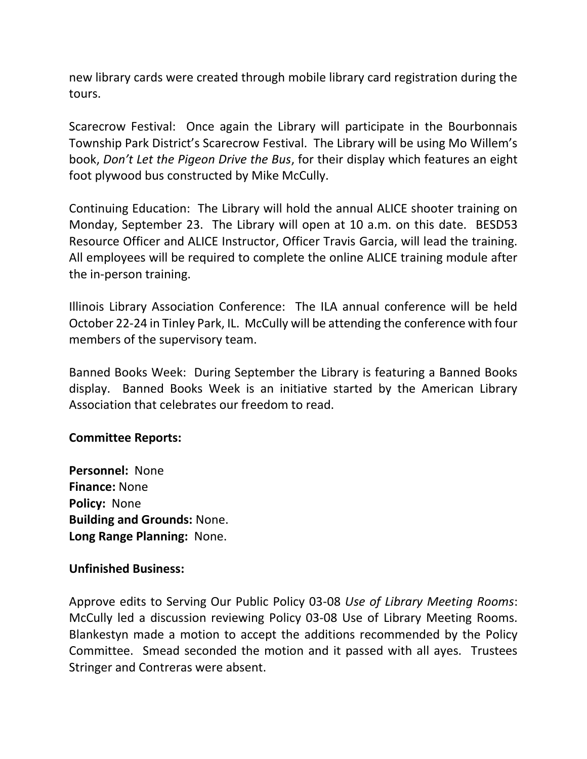new library cards were created through mobile library card registration during the tours.

Scarecrow Festival: Once again the Library will participate in the Bourbonnais Township Park District's Scarecrow Festival. The Library will be using Mo Willem's book, *Don't Let the Pigeon Drive the Bus*, for their display which features an eight foot plywood bus constructed by Mike McCully.

Continuing Education: The Library will hold the annual ALICE shooter training on Monday, September 23. The Library will open at 10 a.m. on this date. BESD53 Resource Officer and ALICE Instructor, Officer Travis Garcia, will lead the training. All employees will be required to complete the online ALICE training module after the in-person training.

Illinois Library Association Conference: The ILA annual conference will be held October 22-24 in Tinley Park, IL. McCully will be attending the conference with four members of the supervisory team.

Banned Books Week: During September the Library is featuring a Banned Books display. Banned Books Week is an initiative started by the American Library Association that celebrates our freedom to read.

**Committee Reports:**

**Personnel:** None
**Finance:** None
**Policy:** None
**Building and Grounds:** None.
**Long Range Planning:** None.

**Unfinished Business:**

Approve edits to Serving Our Public Policy 03-08 *Use of Library Meeting Rooms*: McCully led a discussion reviewing Policy 03-08 Use of Library Meeting Rooms. Blankestyn made a motion to accept the additions recommended by the Policy Committee. Smead seconded the motion and it passed with all ayes. Trustees Stringer and Contreras were absent.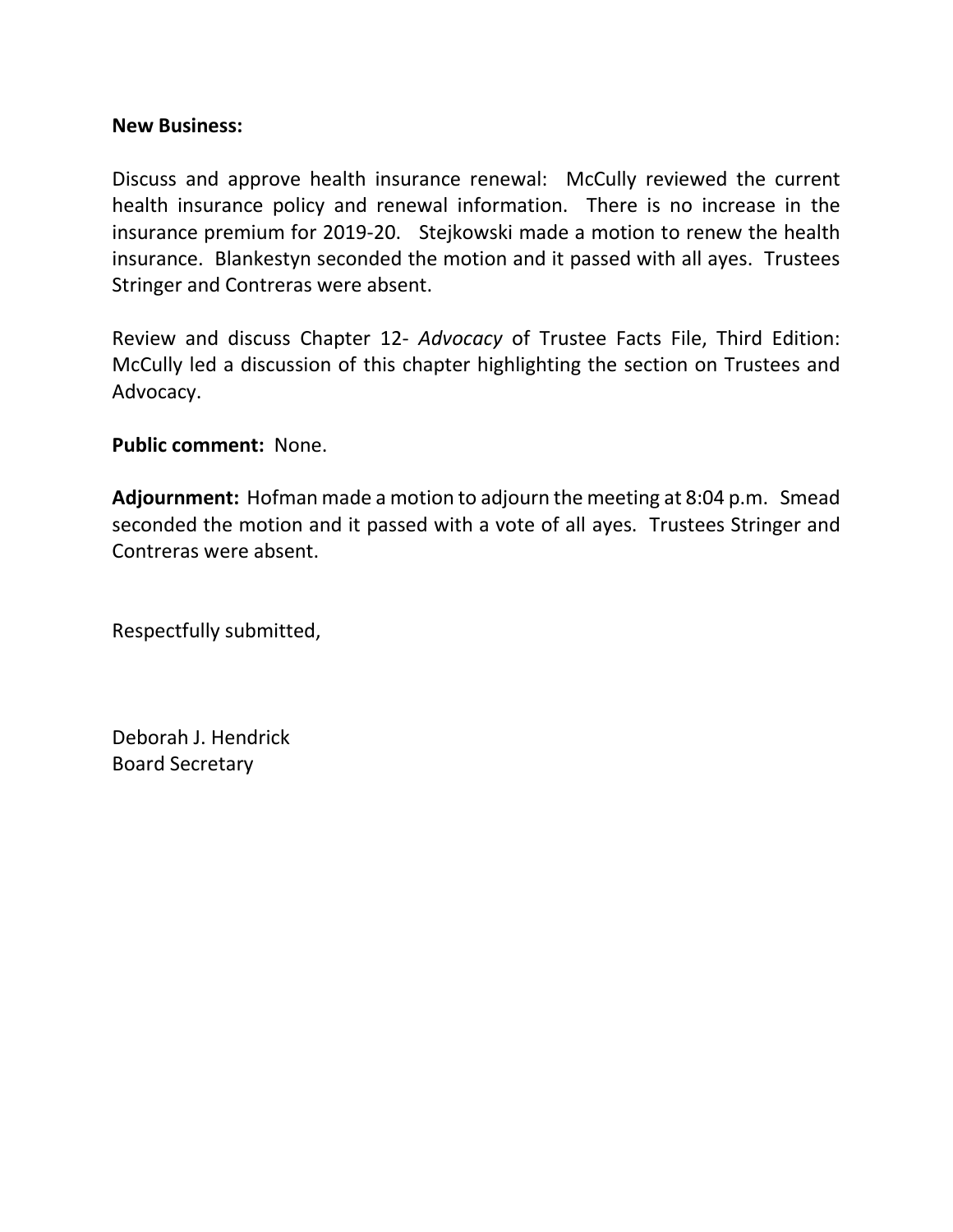**New Business:**

Discuss and approve health insurance renewal: McCully reviewed the current health insurance policy and renewal information. There is no increase in the insurance premium for 2019-20. Stejkowski made a motion to renew the health insurance. Blankestyn seconded the motion and it passed with all ayes. Trustees Stringer and Contreras were absent.

Review and discuss Chapter 12- *Advocacy* of Trustee Facts File, Third Edition: McCully led a discussion of this chapter highlighting the section on Trustees and Advocacy.

**Public comment:** None.

**Adjournment:** Hofman made a motion to adjourn the meeting at 8:04 p.m. Smead seconded the motion and it passed with a vote of all ayes. Trustees Stringer and Contreras were absent.

Respectfully submitted,

Deborah J. Hendrick
Board Secretary